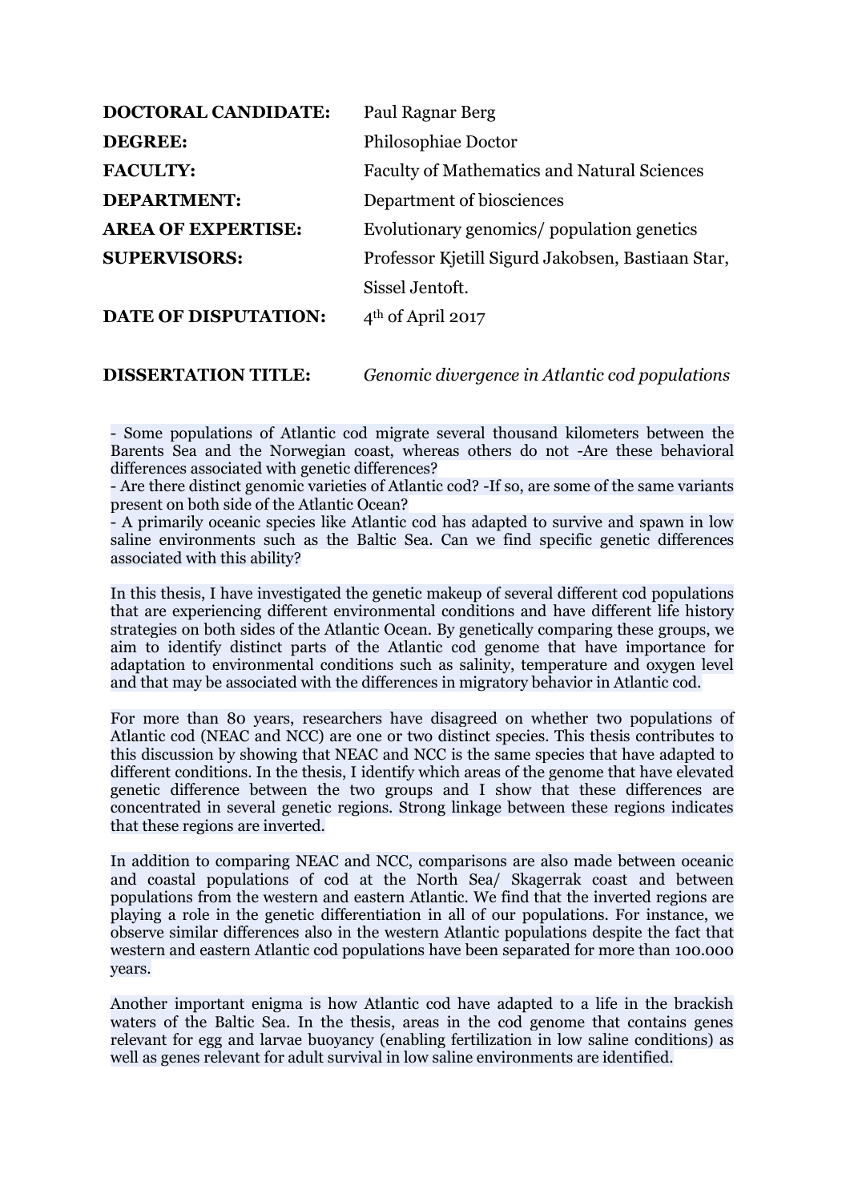| | |
|---|---|
| **DOCTORAL CANDIDATE:** | Paul Ragnar Berg |
| **DEGREE:** | Philosophiae Doctor |
| **FACULTY:** | Faculty of Mathematics and Natural Sciences |
| **DEPARTMENT:** | Department of biosciences |
| **AREA OF EXPERTISE:** | Evolutionary genomics/ population genetics |
| **SUPERVISORS:** | Professor Kjetill Sigurd Jakobsen, Bastiaan Star, Sissel Jentoft. |
| **DATE OF DISPUTATION:** | 4th of April 2017 |
| **DISSERTATION TITLE:** | *Genomic divergence in Atlantic cod populations* |

- Some populations of Atlantic cod migrate several thousand kilometers between the Barents Sea and the Norwegian coast, whereas others do not -Are these behavioral differences associated with genetic differences?
- Are there distinct genomic varieties of Atlantic cod? -If so, are some of the same variants present on both side of the Atlantic Ocean?
- A primarily oceanic species like Atlantic cod has adapted to survive and spawn in low saline environments such as the Baltic Sea. Can we find specific genetic differences associated with this ability?

In this thesis, I have investigated the genetic makeup of several different cod populations that are experiencing different environmental conditions and have different life history strategies on both sides of the Atlantic Ocean. By genetically comparing these groups, we aim to identify distinct parts of the Atlantic cod genome that have importance for adaptation to environmental conditions such as salinity, temperature and oxygen level and that may be associated with the differences in migratory behavior in Atlantic cod.

For more than 80 years, researchers have disagreed on whether two populations of Atlantic cod (NEAC and NCC) are one or two distinct species. This thesis contributes to this discussion by showing that NEAC and NCC is the same species that have adapted to different conditions. In the thesis, I identify which areas of the genome that have elevated genetic difference between the two groups and I show that these differences are concentrated in several genetic regions. Strong linkage between these regions indicates that these regions are inverted.

In addition to comparing NEAC and NCC, comparisons are also made between oceanic and coastal populations of cod at the North Sea/ Skagerrak coast and between populations from the western and eastern Atlantic. We find that the inverted regions are playing a role in the genetic differentiation in all of our populations. For instance, we observe similar differences also in the western Atlantic populations despite the fact that western and eastern Atlantic cod populations have been separated for more than 100.000 years.

Another important enigma is how Atlantic cod have adapted to a life in the brackish waters of the Baltic Sea. In the thesis, areas in the cod genome that contains genes relevant for egg and larvae buoyancy (enabling fertilization in low saline conditions) as well as genes relevant for adult survival in low saline environments are identified.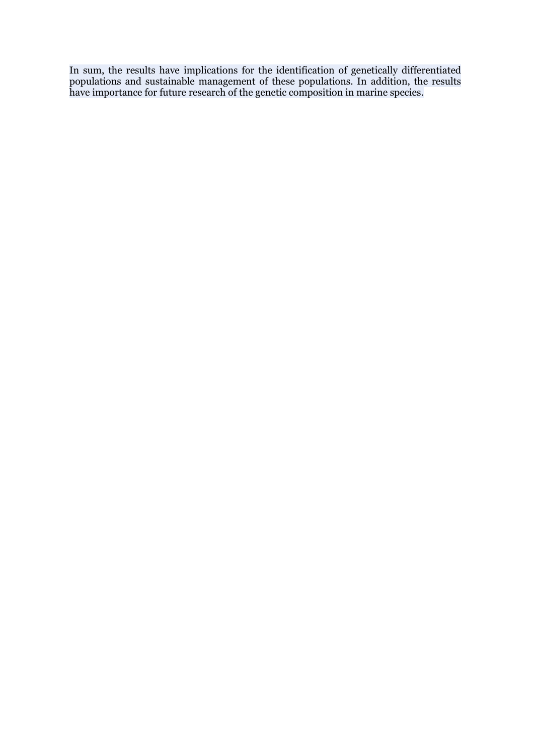In sum, the results have implications for the identification of genetically differentiated populations and sustainable management of these populations. In addition, the results have importance for future research of the genetic composition in marine species.